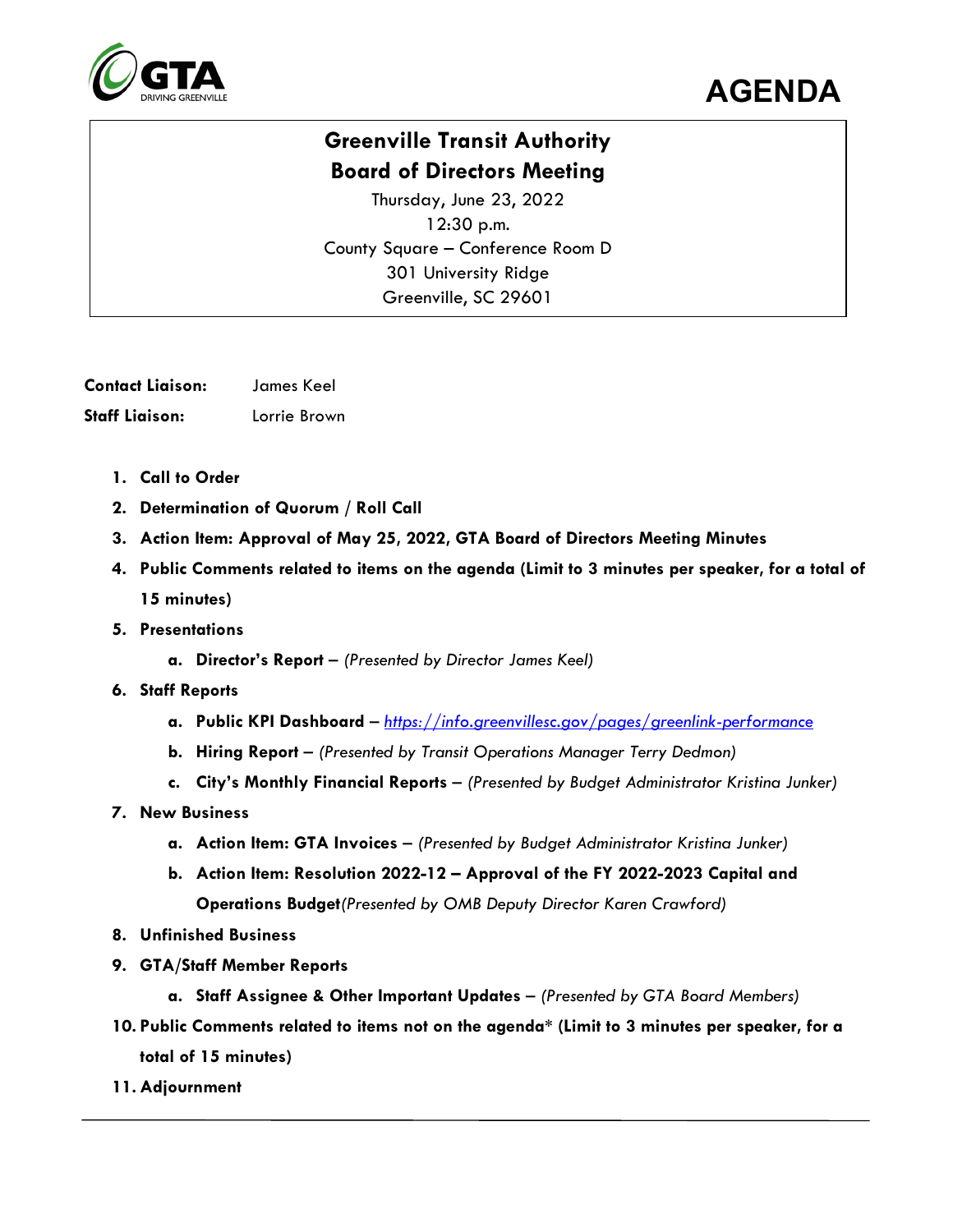# AGENDA

## Greenville Transit Authority
## Board of Directors Meeting

Thursday, June 23, 2022
12:30 p.m.
County Square – Conference Room D
301 University Ridge
Greenville, SC 29601

**Contact Liaison:** James Keel

**Staff Liaison:** Lorrie Brown

1. **Call to Order**
2. **Determination of Quorum / Roll Call**
3. **Action Item: Approval of May 25, 2022, GTA Board of Directors Meeting Minutes**
4. **Public Comments related to items on the agenda (Limit to 3 minutes per speaker, for a total of 15 minutes)**
5. **Presentations**
   a. **Director's Report** – *(Presented by Director James Keel)*
6. **Staff Reports**
   a. **Public KPI Dashboard** – *https://info.greenvillesc.gov/pages/greenlink-performance*
   b. **Hiring Report** – *(Presented by Transit Operations Manager Terry Dedmon)*
   c. **City's Monthly Financial Reports** – *(Presented by Budget Administrator Kristina Junker)*
7. **New Business**
   a. **Action Item: GTA Invoices** – *(Presented by Budget Administrator Kristina Junker)*
   b. **Action Item: Resolution 2022-12 – Approval of the FY 2022-2023 Capital and Operations Budget** *(Presented by OMB Deputy Director Karen Crawford)*
8. **Unfinished Business**
9. **GTA/Staff Member Reports**
   a. **Staff Assignee & Other Important Updates** – *(Presented by GTA Board Members)*
10. **Public Comments related to items not on the agenda* (Limit to 3 minutes per speaker, for a total of 15 minutes)**
11. **Adjournment**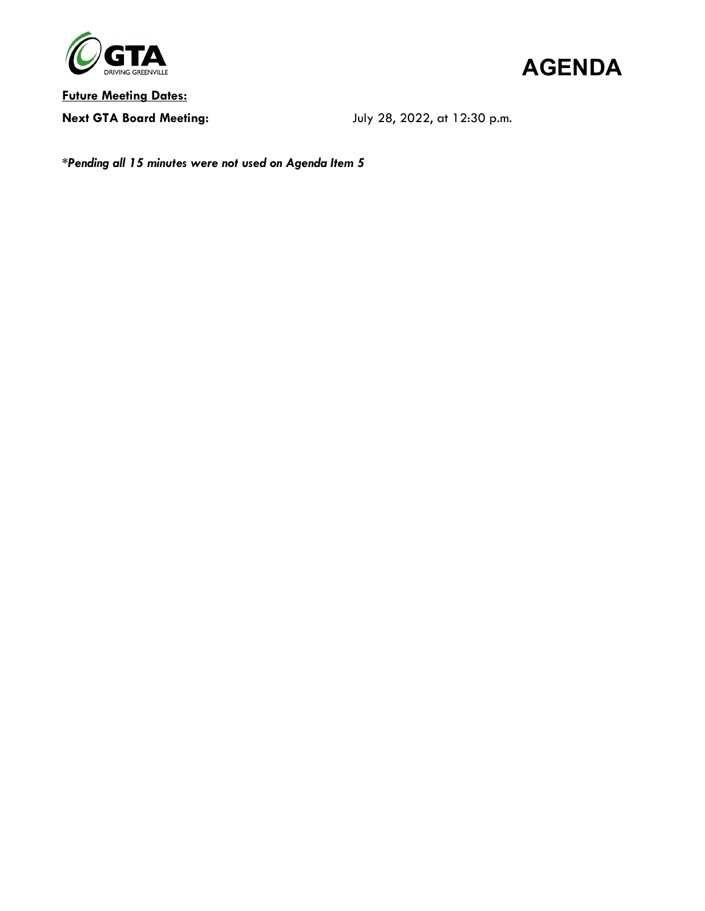**AGENDA**

**Future Meeting Dates:**

**Next GTA Board Meeting:** July 28, 2022, at 12:30 p.m.

***Pending all 15 minutes were not used on Agenda Item 5**